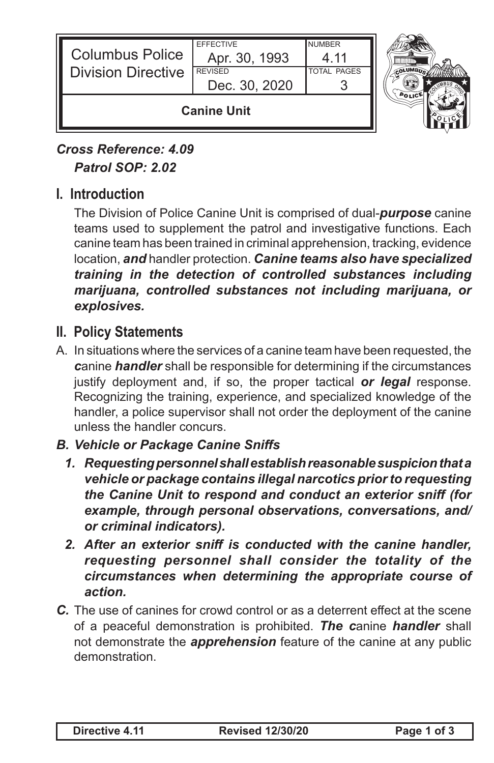| Columbus Police Division Directive | EFFECTIVE Apr. 30, 1993 | NUMBER 4.11 |
|---|---|---|
| | REVISED Dec. 30, 2020 | TOTAL PAGES 3 |
| **Canine Unit** | | |

***Cross Reference: 4.09***
***Patrol SOP: 2.02***

## I. Introduction

The Division of Police Canine Unit is comprised of dual-***purpose*** canine teams used to supplement the patrol and investigative functions. Each canine team has been trained in criminal apprehension, tracking, evidence location, ***and*** handler protection. ***Canine teams also have specialized training in the detection of controlled substances including marijuana, controlled substances not including marijuana, or explosives.***

## II. Policy Statements

A. In situations where the services of a canine team have been requested, the ***c***anine ***handler*** shall be responsible for determining if the circumstances justify deployment and, if so, the proper tactical ***or legal*** response. Recognizing the training, experience, and specialized knowledge of the handler, a police supervisor shall not order the deployment of the canine unless the handler concurs.

***B. Vehicle or Package Canine Sniffs***

1. ***Requesting personnel shall establish reasonable suspicion that a vehicle or package contains illegal narcotics prior to requesting the Canine Unit to respond and conduct an exterior sniff (for example, through personal observations, conversations, and/or criminal indicators).***
2. ***After an exterior sniff is conducted with the canine handler, requesting personnel shall consider the totality of the circumstances when determining the appropriate course of action.***

***C.*** The use of canines for crowd control or as a deterrent effect at the scene of a peaceful demonstration is prohibited. ***The c***anine ***handler*** shall not demonstrate the ***apprehension*** feature of the canine at any public demonstration.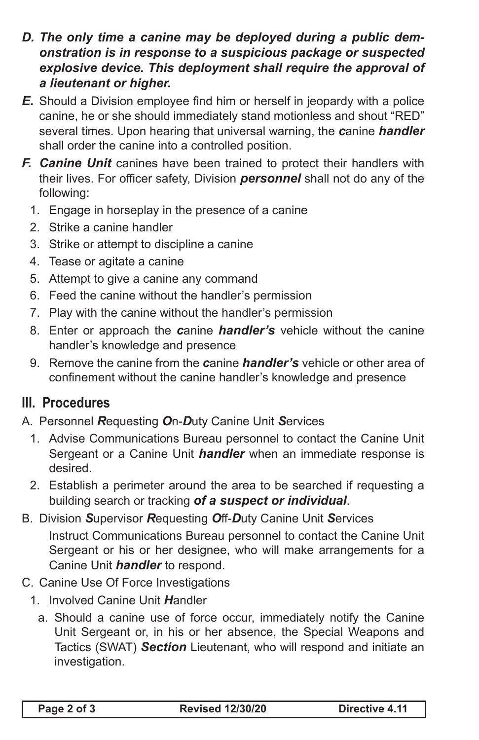***D. The only time a canine may be deployed during a public demonstration is in response to a suspicious package or suspected explosive device. This deployment shall require the approval of a lieutenant or higher.***

***E.*** Should a Division employee find him or herself in jeopardy with a police canine, he or she should immediately stand motionless and shout "RED" several times. Upon hearing that universal warning, the ***c***anine ***handler*** shall order the canine into a controlled position.

***F. Canine Unit*** canines have been trained to protect their handlers with their lives. For officer safety, Division ***personnel*** shall not do any of the following:

1. Engage in horseplay in the presence of a canine
2. Strike a canine handler
3. Strike or attempt to discipline a canine
4. Tease or agitate a canine
5. Attempt to give a canine any command
6. Feed the canine without the handler's permission
7. Play with the canine without the handler's permission
8. Enter or approach the ***c***anine ***handler's*** vehicle without the canine handler's knowledge and presence
9. Remove the canine from the ***c***anine ***handler's*** vehicle or other area of confinement without the canine handler's knowledge and presence

## III. Procedures

A. Personnel ***R***equesting ***O***n-***D***uty Canine Unit ***S***ervices

1. Advise Communications Bureau personnel to contact the Canine Unit Sergeant or a Canine Unit ***handler*** when an immediate response is desired.
2. Establish a perimeter around the area to be searched if requesting a building search or tracking ***of a suspect or individual***.

B. Division ***S***upervisor ***R***equesting ***O***ff-***D***uty Canine Unit ***S***ervices

Instruct Communications Bureau personnel to contact the Canine Unit Sergeant or his or her designee, who will make arrangements for a Canine Unit ***handler*** to respond.

C. Canine Use Of Force Investigations

1. Involved Canine Unit ***H***andler

   a. Should a canine use of force occur, immediately notify the Canine Unit Sergeant or, in his or her absence, the Special Weapons and Tactics (SWAT) ***Section*** Lieutenant, who will respond and initiate an investigation.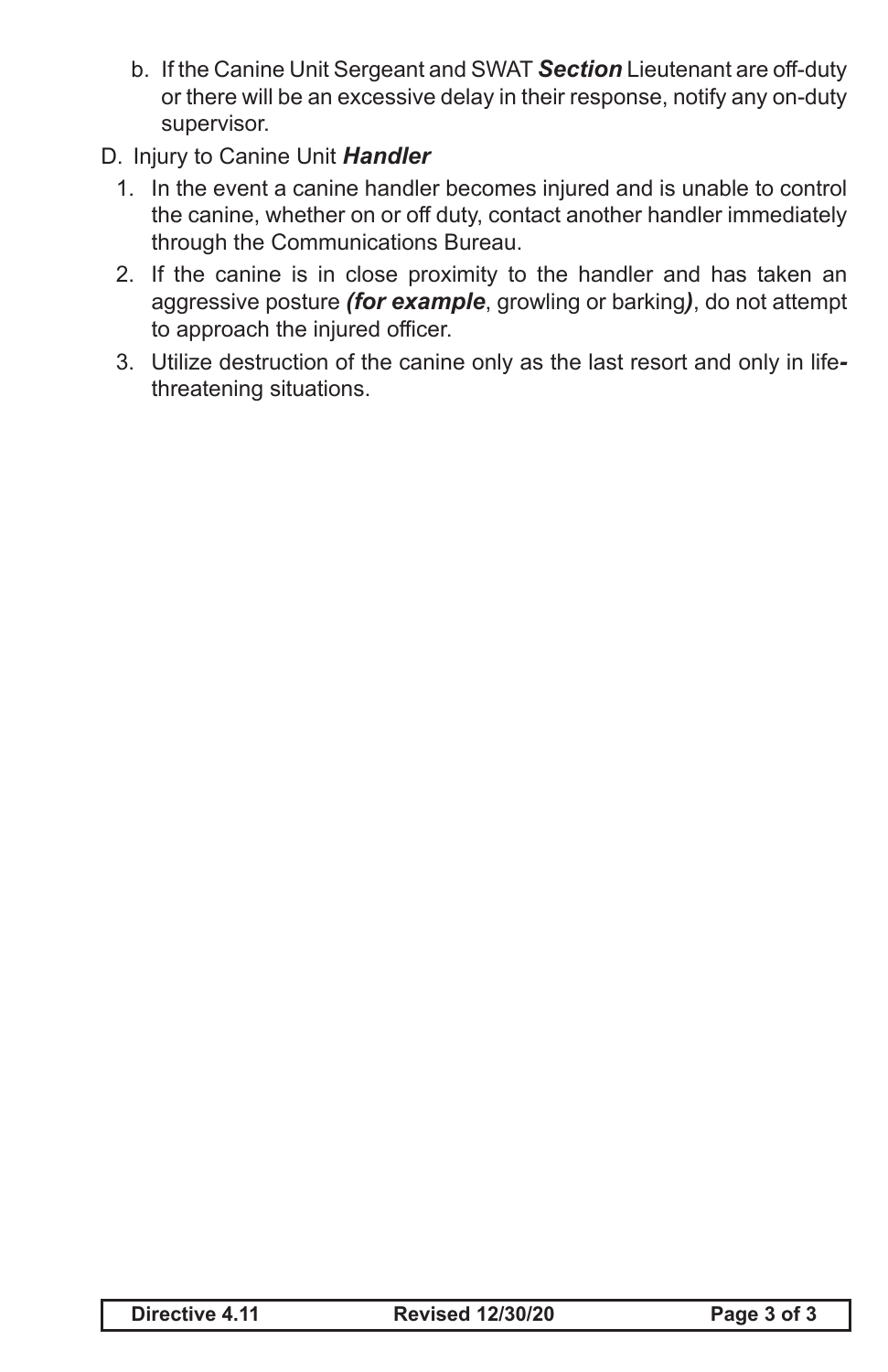b. If the Canine Unit Sergeant and SWAT ***Section*** Lieutenant are off-duty or there will be an excessive delay in their response, notify any on-duty supervisor.

D. Injury to Canine Unit ***Handler***

1. In the event a canine handler becomes injured and is unable to control the canine, whether on or off duty, contact another handler immediately through the Communications Bureau.
2. If the canine is in close proximity to the handler and has taken an aggressive posture ***(for example***, growling or barking***)***, do not attempt to approach the injured officer.
3. Utilize destruction of the canine only as the last resort and only in life**-**threatening situations.